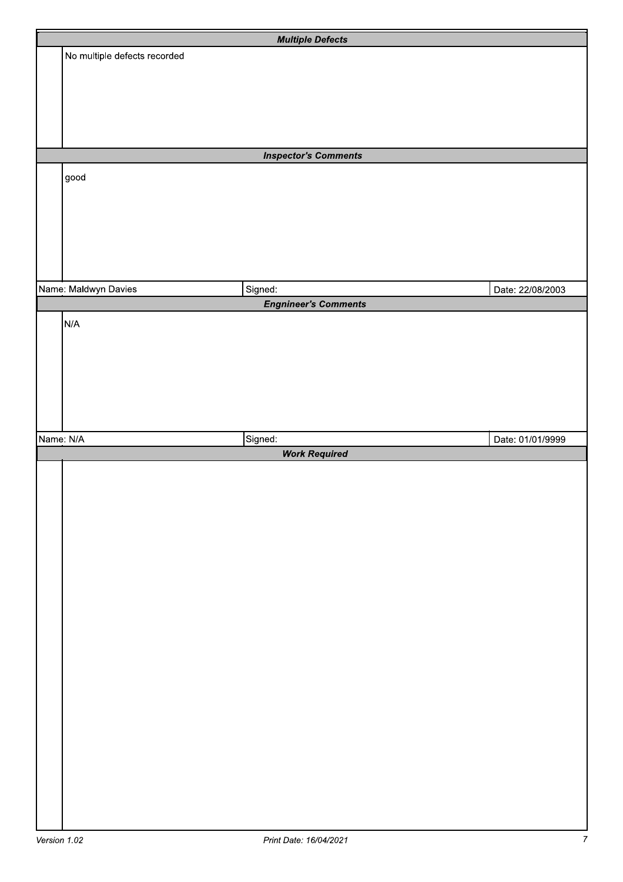## *Multiple Defects*

No multiple defects recorded

## *Inspector's Comments*

good

| Name: Maldwyn Davies | Signed: | Date: 22/08/2003 |
|---|---|---|

## *Engnineer's Comments*

N/A

| Name: N/A | Signed: | Date: 01/01/9999 |
|---|---|---|

## *Work Required*

Version 1.02 Print Date: 16/04/2021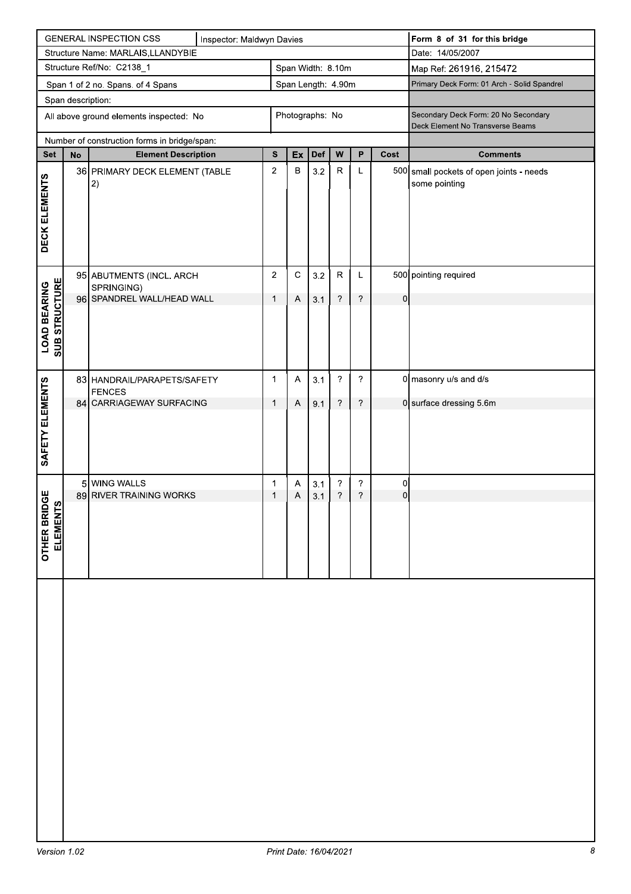| GENERAL INSPECTION CSS | Inspector: Maldwyn Davies | Form 8 of 31 for this bridge |
|---|---|---|
| Structure Name: MARLAIS,LLANDYBIE | | Date: 14/05/2007 |
| Structure Ref/No: C2138_1 | Span Width: 8.10m | Map Ref: 261916, 215472 |
| Span 1 of 2 no. Spans. of 4 Spans | Span Length: 4.90m | Primary Deck Form: 01 Arch - Solid Spandrel |
| Span description: | | |
| All above ground elements inspected: No | Photographs: No | Secondary Deck Form: 20 No Secondary Deck Element No Transverse Beams |
| Number of construction forms in bridge/span: | | |

| Set | No | Element Description | S | Ex | Def | W | P | Cost | Comments |
|---|---|---|---|---|---|---|---|---|---|
| DECK ELEMENTS | 36 | PRIMARY DECK ELEMENT (TABLE 2) | 2 | B | 3.2 | R | L | 500 | small pockets of open joints - needs some pointing |
| LOAD BEARING SUB STRUCTURE | 95 | ABUTMENTS (INCL. ARCH SPRINGING) | 2 | C | 3.2 | R | L | 500 | pointing required |
| | 96 | SPANDREL WALL/HEAD WALL | 1 | A | 3.1 | ? | ? | 0 | |
| SAFETY ELEMENTS | 83 | HANDRAIL/PARAPETS/SAFETY FENCES | 1 | A | 3.1 | ? | ? | 0 | masonry u/s and d/s |
| | 84 | CARRIAGEWAY SURFACING | 1 | A | 9.1 | ? | ? | 0 | surface dressing 5.6m |
| OTHER BRIDGE ELEMENTS | 5 | WING WALLS | 1 | A | 3.1 | ? | ? | 0 | |
| | 89 | RIVER TRAINING WORKS | 1 | A | 3.1 | ? | ? | 0 | |

*Version 1.02* | *Print Date: 16/04/2021*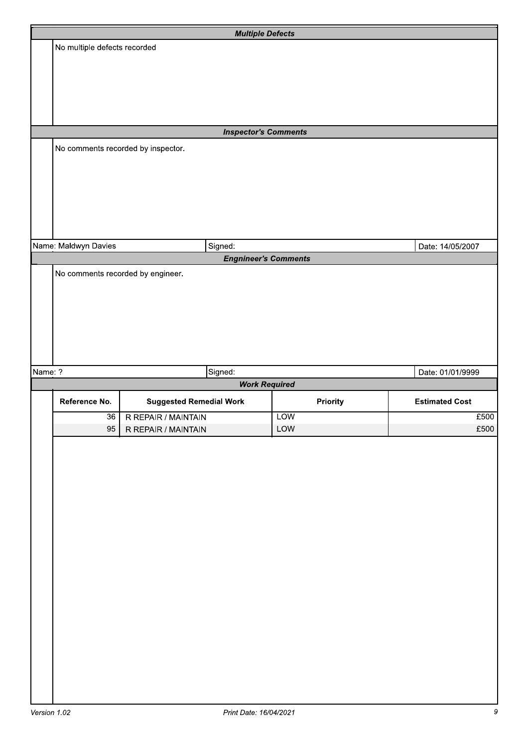### Multiple Defects

No multiple defects recorded

### Inspector's Comments

No comments recorded by inspector.

| Name: Maldwyn Davies | Signed: | Date: 14/05/2007 |
| --- | --- | --- |

### Engineer's Comments

No comments recorded by engineer.

| Name: ? | Signed: | Date: 01/01/9999 |
| --- | --- | --- |

### Work Required

| Reference No. | Suggested Remedial Work | Priority | Estimated Cost |
| --- | --- | --- | --- |
| 36 | R REPAIR / MAINTAIN | LOW | £500 |
| 95 | R REPAIR / MAINTAIN | LOW | £500 |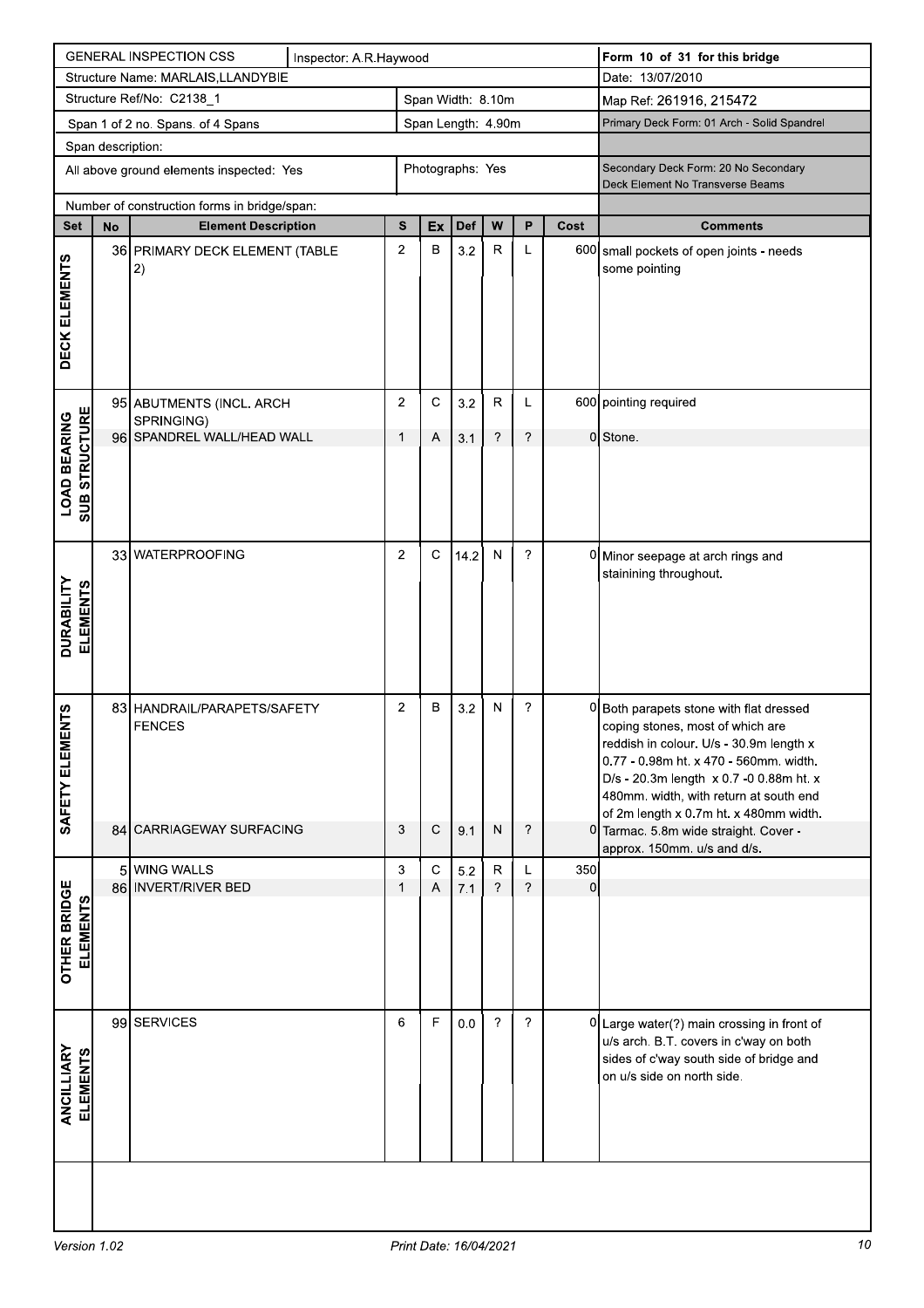| GENERAL INSPECTION CSS | Inspector: A.R.Haywood | | | | | | | Form 10 of 31 for this bridge |
|---|---|---|---|---|---|---|---|---|
| Structure Name: MARLAIS,LLANDYBIE | | | | | | | | Date: 13/07/2010 |
| Structure Ref/No: C2138_1 | | Span Width: 8.10m | | | | | | Map Ref: 261916, 215472 |
| Span 1 of 2 no. Spans. of 4 Spans | | Span Length: 4.90m | | | | | | Primary Deck Form: 01 Arch - Solid Spandrel |
| Span description: | | | | | | | | |
| All above ground elements inspected: Yes | | Photographs: Yes | | | | | | Secondary Deck Form: 20 No Secondary Deck Element No Transverse Beams |
| Number of construction forms in bridge/span: | | | | | | | | |

| Set | No | Element Description | S | Ex | Def | W | P | Cost | Comments |
|---|---|---|---|---|---|---|---|---|---|
| DECK ELEMENTS | 36 | PRIMARY DECK ELEMENT (TABLE 2) | 2 | B | 3.2 | R | L | 600 | small pockets of open joints - needs some pointing |
| LOAD BEARING SUB STRUCTURE | 95 | ABUTMENTS (INCL. ARCH SPRINGING) | 2 | C | 3.2 | R | L | 600 | pointing required |
| | 96 | SPANDREL WALL/HEAD WALL | 1 | A | 3.1 | ? | ? | 0 | Stone. |
| DURABILITY ELEMENTS | 33 | WATERPROOFING | 2 | C | 14.2 | N | ? | 0 | Minor seepage at arch rings and staining throughout. |
| SAFETY ELEMENTS | 83 | HANDRAIL/PARAPETS/SAFETY FENCES | 2 | B | 3.2 | N | ? | 0 | Both parapets stone with flat dressed coping stones, most of which are reddish in colour. U/s - 30.9m length x 0.77 - 0.98m ht. x 470 - 560mm. width. D/s - 20.3m length x 0.7 -0 0.88m ht. x 480mm. width, with return at south end of 2m length x 0.7m ht. x 480mm width. |
| | 84 | CARRIAGEWAY SURFACING | 3 | C | 9.1 | N | ? | 0 | Tarmac. 5.8m wide straight. Cover - approx. 150mm. u/s and d/s. |
| OTHER BRIDGE ELEMENTS | 5 | WING WALLS | 3 | C | 5.2 | R | L | 350 | |
| | 86 | INVERT/RIVER BED | 1 | A | 7.1 | ? | ? | 0 | |
| ANCILLIARY ELEMENTS | 99 | SERVICES | 6 | F | 0.0 | ? | ? | 0 | Large water(?) main crossing in front of u/s arch. B.T. covers in c'way on both sides of c'way south side of bridge and on u/s side on north side. |

Version 1.02 Print Date: 16/04/2021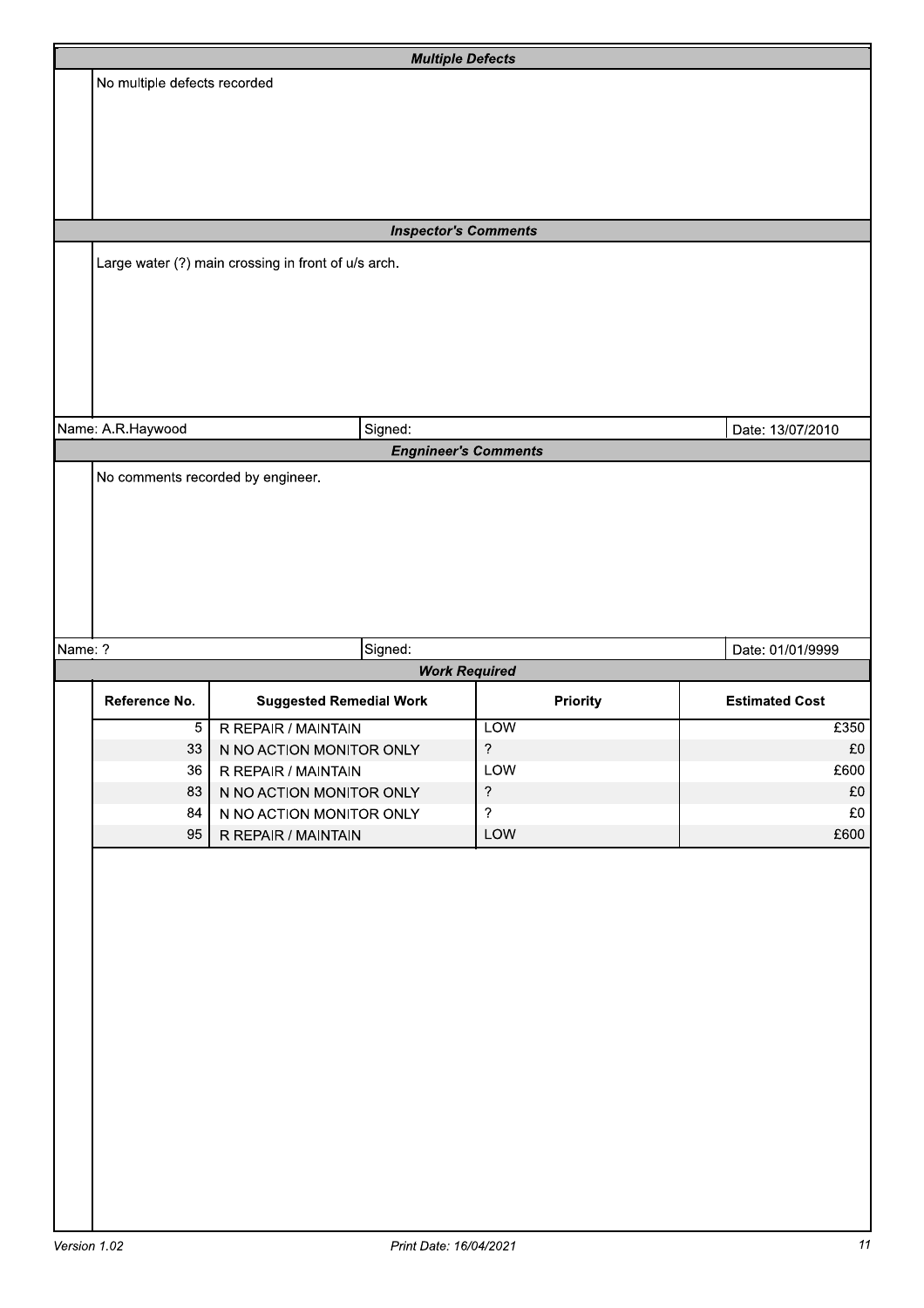### *Multiple Defects*

No multiple defects recorded

### *Inspector's Comments*

Large water (?) main crossing in front of u/s arch.

| Name: A.R.Haywood | Signed: | Date: 13/07/2010 |
|---|---|---|

### *Engnineer's Comments*

No comments recorded by engineer.

| Name: ? | Signed: | Date: 01/01/9999 |
|---|---|---|

### *Work Required*

| Reference No. | Suggested Remedial Work | Priority | Estimated Cost |
|---|---|---|---|
| 5 | R REPAIR / MAINTAIN | LOW | £350 |
| 33 | N NO ACTION MONITOR ONLY | ? | £0 |
| 36 | R REPAIR / MAINTAIN | LOW | £600 |
| 83 | N NO ACTION MONITOR ONLY | ? | £0 |
| 84 | N NO ACTION MONITOR ONLY | ? | £0 |
| 95 | R REPAIR / MAINTAIN | LOW | £600 |

*Version 1.02* *Print Date: 16/04/2021*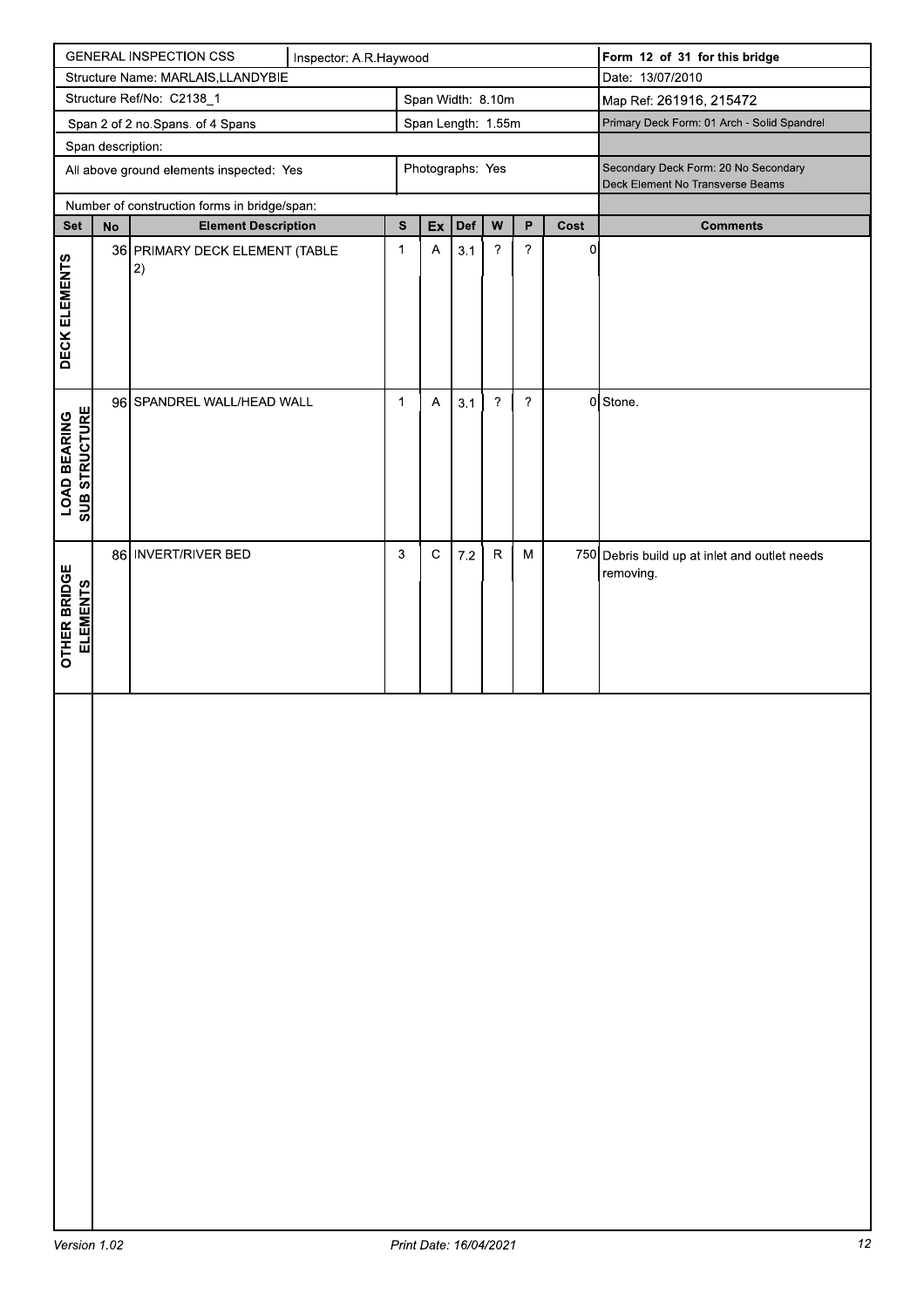| GENERAL INSPECTION CSS | Inspector: A.R.Haywood | Form 12 of 31 for this bridge |
|---|---|---|
| Structure Name: MARLAIS,LLANDYBIE | | Date: 13/07/2010 |
| Structure Ref/No: C2138_1 | Span Width: 8.10m | Map Ref: 261916, 215472 |
| Span 2 of 2 no.Spans. of 4 Spans | Span Length: 1.55m | Primary Deck Form: 01 Arch - Solid Spandrel |
| Span description: | | |
| All above ground elements inspected: Yes | Photographs: Yes | Secondary Deck Form: 20 No Secondary Deck Element No Transverse Beams |
| Number of construction forms in bridge/span: | | |

| Set | No | Element Description | S | Ex | Def | W | P | Cost | Comments |
|---|---|---|---|---|---|---|---|---|---|
| DECK ELEMENTS | 36 | PRIMARY DECK ELEMENT (TABLE 2) | 1 | A | 3.1 | ? | ? | 0 | |
| LOAD BEARING SUB STRUCTURE | 96 | SPANDREL WALL/HEAD WALL | 1 | A | 3.1 | ? | ? | 0 | Stone. |
| OTHER BRIDGE ELEMENTS | 86 | INVERT/RIVER BED | 3 | C | 7.2 | R | M | 750 | Debris build up at inlet and outlet needs removing. |

Version 1.02 Print Date: 16/04/2021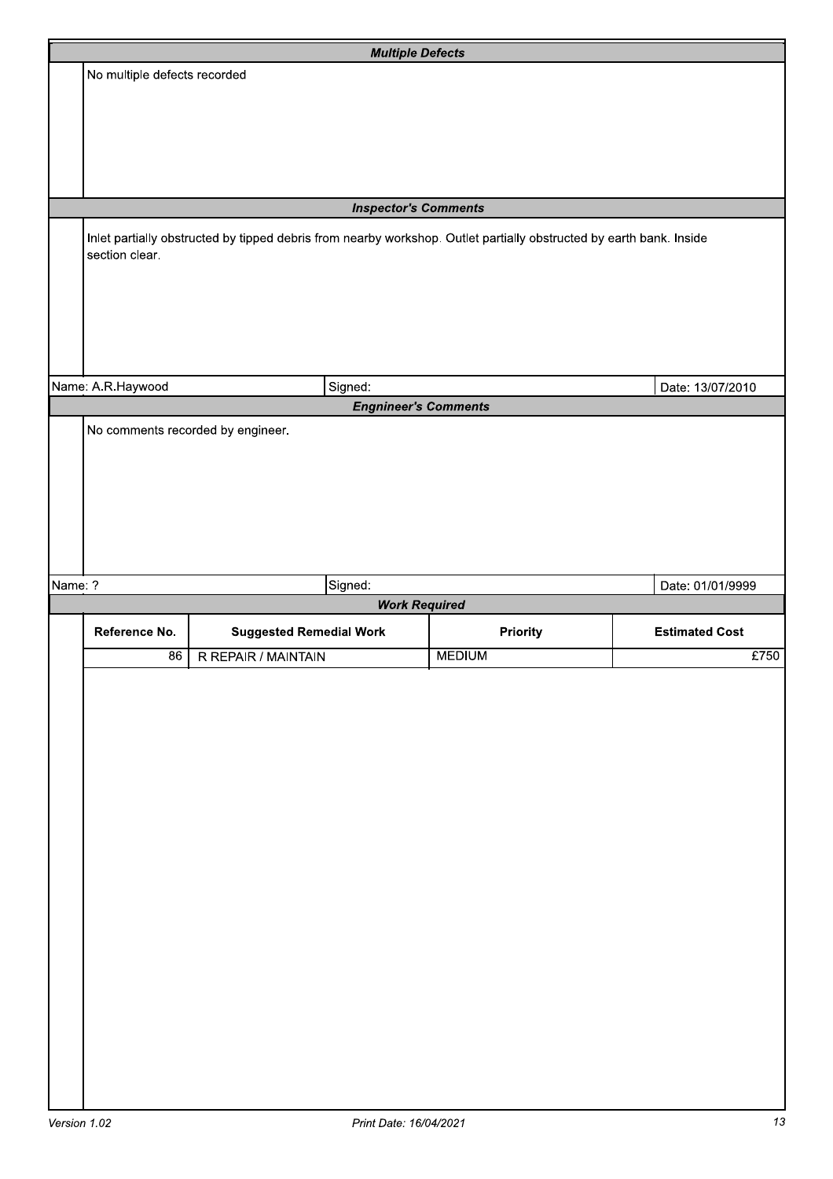## *Multiple Defects*

No multiple defects recorded

## *Inspector's Comments*

Inlet partially obstructed by tipped debris from nearby workshop. Outlet partially obstructed by earth bank. Inside section clear.

| Name: A.R.Haywood | Signed: | Date: 13/07/2010 |
|---|---|---|

## *Engnineer's Comments*

No comments recorded by engineer.

| Name: ? | Signed: | Date: 01/01/9999 |
|---|---|---|

## *Work Required*

| Reference No. | Suggested Remedial Work | Priority | Estimated Cost |
|---|---|---|---|
| 86 | R REPAIR / MAINTAIN | MEDIUM | £750 |

Version 1.02 Print Date: 16/04/2021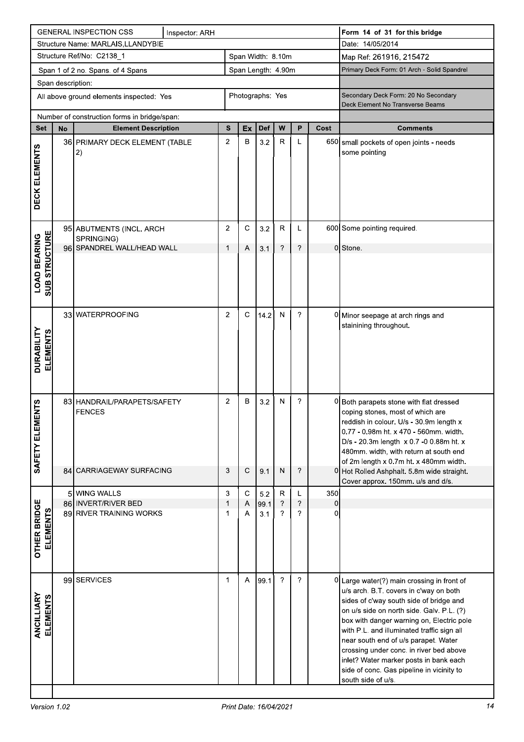| GENERAL INSPECTION CSS | Inspector: ARH | Form 14 of 31 for this bridge |
|---|---|---|
| Structure Name: MARLAIS,LLANDYBIE | | Date: 14/05/2014 |
| Structure Ref/No: C2138_1 | Span Width: 8.10m | Map Ref: 261916, 215472 |
| Span 1 of 2 no. Spans. of 4 Spans | Span Length: 4.90m | Primary Deck Form: 01 Arch - Solid Spandrel |
| Span description: | | |
| All above ground elements inspected: Yes | Photographs: Yes | Secondary Deck Form: 20 No Secondary Deck Element No Transverse Beams |
| Number of construction forms in bridge/span: | | |

| Set | No | Element Description | S | Ex | Def | W | P | Cost | Comments |
|---|---|---|---|---|---|---|---|---|---|
| DECK ELEMENTS | 36 | PRIMARY DECK ELEMENT (TABLE 2) | 2 | B | 3.2 | R | L | 650 | small pockets of open joints - needs some pointing |
| LOAD BEARING SUB STRUCTURE | 95 | ABUTMENTS (INCL. ARCH SPRINGING) | 2 | C | 3.2 | R | L | 600 | Some pointing required. |
| | 96 | SPANDREL WALL/HEAD WALL | 1 | A | 3.1 | ? | ? | 0 | Stone. |
| DURABILITY ELEMENTS | 33 | WATERPROOFING | 2 | C | 14.2 | N | ? | 0 | Minor seepage at arch rings and staining throughout. |
| SAFETY ELEMENTS | 83 | HANDRAIL/PARAPETS/SAFETY FENCES | 2 | B | 3.2 | N | ? | 0 | Both parapets stone with flat dressed coping stones, most of which are reddish in colour. U/s - 30.9m length x 0.77 - 0.98m ht. x 470 - 560mm. width. D/s - 20.3m length x 0.7 -0 0.88m ht. x 480mm. width, with return at south end of 2m length x 0.7m ht. x 480mm width. |
| | 84 | CARRIAGEWAY SURFACING | 3 | C | 9.1 | N | ? | 0 | Hot Rolled Ashphalt. 5.8m wide straight. Cover approx. 150mm. u/s and d/s. |
| OTHER BRIDGE ELEMENTS | 5 | WING WALLS | 3 | C | 5.2 | R | L | 350 | |
| | 86 | INVERT/RIVER BED | 1 | A | 99.1 | ? | ? | 0 | |
| | 89 | RIVER TRAINING WORKS | 1 | A | 3.1 | ? | ? | 0 | |
| ANCILLIARY ELEMENTS | 99 | SERVICES | 1 | A | 99.1 | ? | ? | 0 | Large water(?) main crossing in front of u/s arch. B.T. covers in c'way on both sides of c'way south side of bridge and on u/s side on north side. Galv. P.L. (?) box with danger warning on, Electric pole with P.L. and illuminated traffic sign all near south end of u/s parapet. Water crossing under conc. in river bed above inlet? Water marker posts in bank each side of conc. Gas pipeline in vicinity to south side of u/s. |

Version 1.02 Print Date: 16/04/2021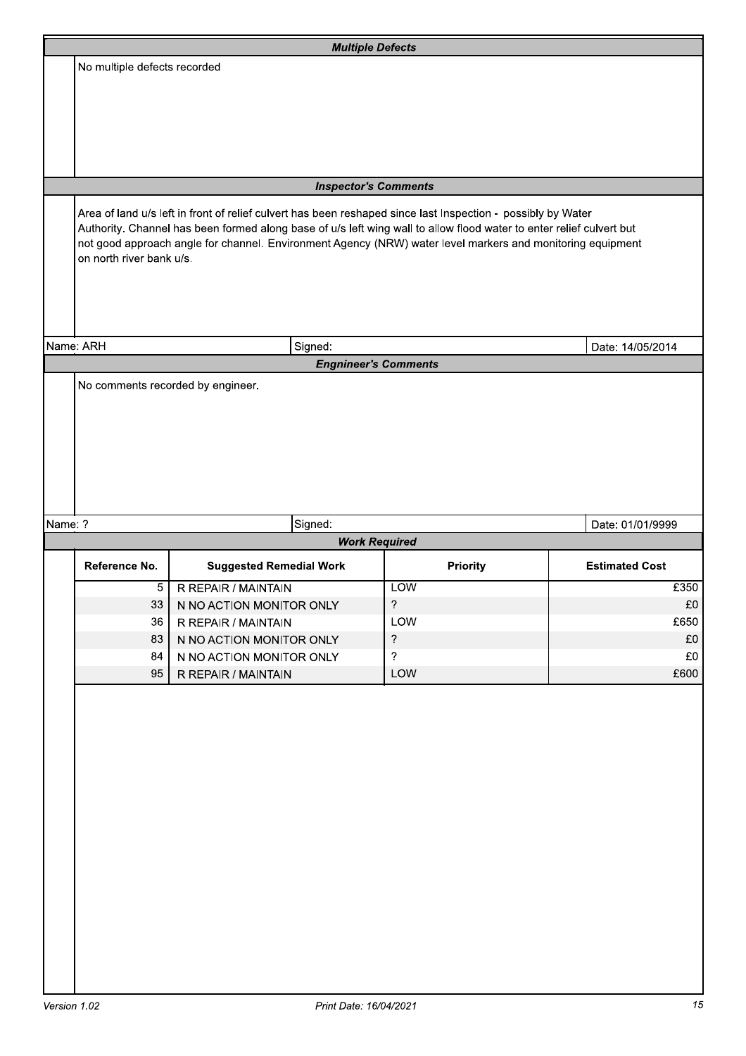### *Multiple Defects*

No multiple defects recorded

### *Inspector's Comments*

Area of land u/s left in front of relief culvert has been reshaped since last Inspection - possibly by Water Authority. Channel has been formed along base of u/s left wing wall to allow flood water to enter relief culvert but not good approach angle for channel. Environment Agency (NRW) water level markers and monitoring equipment on north river bank u/s.

Name: ARH | Signed: | Date: 14/05/2014

### *Engineer's Comments*

No comments recorded by engineer.

Name: ? | Signed: | Date: 01/01/9999

### *Work Required*

| Reference No. | Suggested Remedial Work | Priority | Estimated Cost |
|---|---|---|---|
| 5 | R REPAIR / MAINTAIN | LOW | £350 |
| 33 | N NO ACTION MONITOR ONLY | ? | £0 |
| 36 | R REPAIR / MAINTAIN | LOW | £650 |
| 83 | N NO ACTION MONITOR ONLY | ? | £0 |
| 84 | N NO ACTION MONITOR ONLY | ? | £0 |
| 95 | R REPAIR / MAINTAIN | LOW | £600 |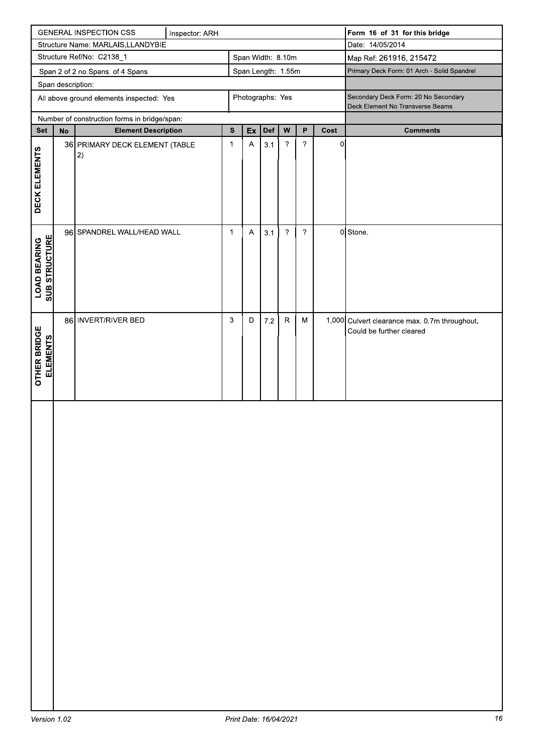| GENERAL INSPECTION CSS | Inspector: ARH | | Form 16 of 31 for this bridge |
|---|---|---|---|
| Structure Name: MARLAIS,LLANDYBIE | | | Date: 14/05/2014 |
| Structure Ref/No: C2138_1 | | Span Width: 8.10m | Map Ref: 261916, 215472 |
| Span 2 of 2 no.Spans. of 4 Spans | | Span Length: 1.55m | Primary Deck Form: 01 Arch - Solid Spandrel |
| Span description: | | | |
| All above ground elements inspected: Yes | | Photographs: Yes | Secondary Deck Form: 20 No Secondary Deck Element No Transverse Beams |
| Number of construction forms in bridge/span: | | | |

| Set | No | Element Description | S | Ex | Def | W | P | Cost | Comments |
|---|---|---|---|---|---|---|---|---|---|
| DECK ELEMENTS | 36 | PRIMARY DECK ELEMENT (TABLE 2) | 1 | A | 3.1 | ? | ? | 0 | |
| LOAD BEARING SUB STRUCTURE | 96 | SPANDREL WALL/HEAD WALL | 1 | A | 3.1 | ? | ? | 0 | Stone. |
| OTHER BRIDGE ELEMENTS | 86 | INVERT/RIVER BED | 3 | D | 7.2 | R | M | 1,000 | Culvert clearance max. 0.7m throughout. Could be further cleared |

Version 1.02 Print Date: 16/04/2021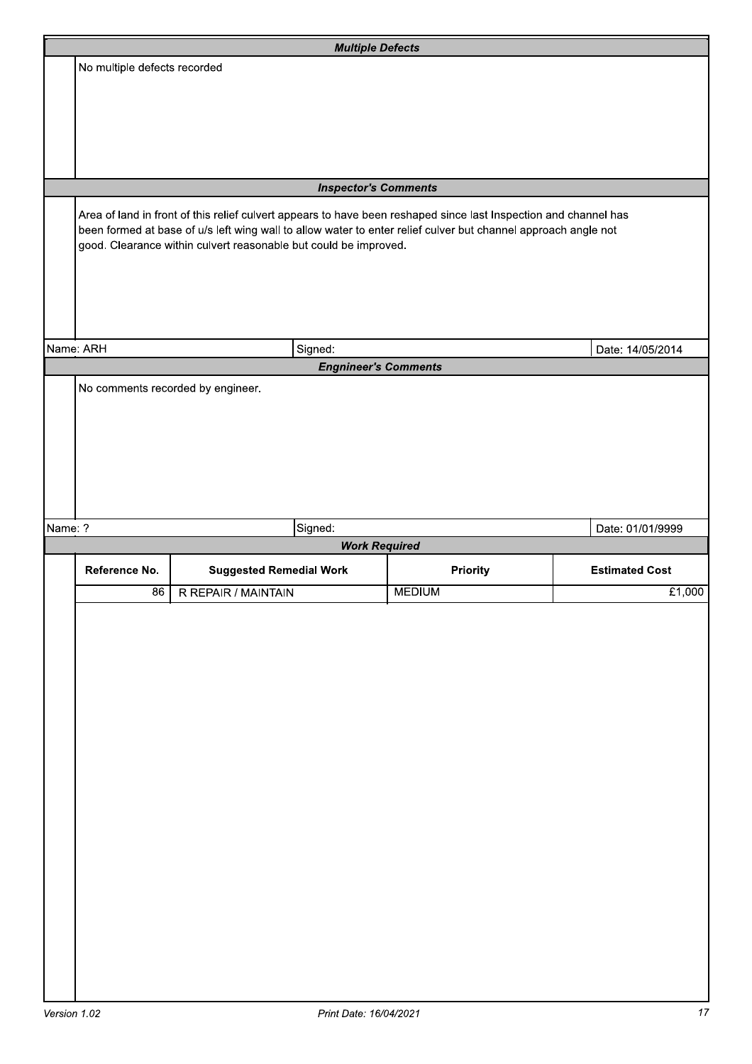### *Multiple Defects*

No multiple defects recorded

### *Inspector's Comments*

Area of land in front of this relief culvert appears to have been reshaped since last Inspection and channel has been formed at base of u/s left wing wall to allow water to enter relief culver but channel approach angle not good. Clearance within culvert reasonable but could be improved.

| Name: ARH | Signed: | Date: 14/05/2014 |
|---|---|---|

### *Engnineer's Comments*

No comments recorded by engineer.

| Name: ? | Signed: | Date: 01/01/9999 |
|---|---|---|

### *Work Required*

| Reference No. | Suggested Remedial Work | Priority | Estimated Cost |
|---|---|---|---|
| 86 | R REPAIR / MAINTAIN | MEDIUM | £1,000 |

*Version 1.02* *Print Date: 16/04/2021*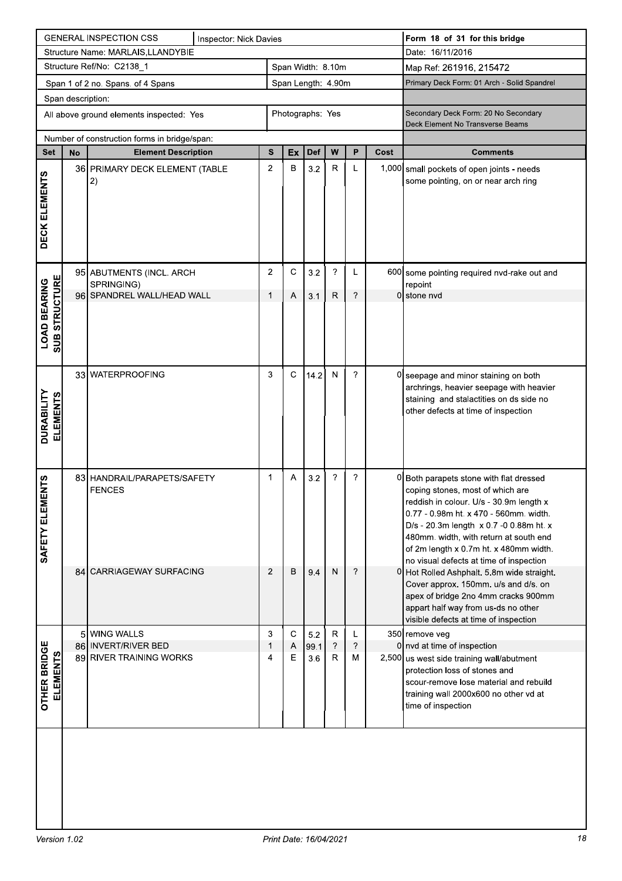| GENERAL INSPECTION CSS | Inspector: Nick Davies | | Form 18 of 31 for this bridge |
|---|---|---|---|
| Structure Name: MARLAIS,LLANDYBIE | | | Date: 16/11/2016 |
| Structure Ref/No: C2138_1 | | Span Width: 8.10m | Map Ref: 261916, 215472 |
| Span 1 of 2 no. Spans. of 4 Spans | | Span Length: 4.90m | Primary Deck Form: 01 Arch - Solid Spandrel |
| Span description: | | | |
| All above ground elements inspected: Yes | | Photographs: Yes | Secondary Deck Form: 20 No Secondary Deck Element No Transverse Beams |
| Number of construction forms in bridge/span: | | | |

| Set | No | Element Description | S | Ex | Def | W | P | Cost | Comments |
|---|---|---|---|---|---|---|---|---|---|
| DECK ELEMENTS | 36 | PRIMARY DECK ELEMENT (TABLE 2) | 2 | B | 3.2 | R | L | 1,000 | small pockets of open joints - needs some pointing, on or near arch ring |
| LOAD BEARING SUB STRUCTURE | 95 | ABUTMENTS (INCL. ARCH SPRINGING) | 2 | C | 3.2 | ? | L | 600 | some pointing required nvd-rake out and repoint |
| | 96 | SPANDREL WALL/HEAD WALL | 1 | A | 3.1 | R | ? | 0 | stone nvd |
| DURABILITY ELEMENTS | 33 | WATERPROOFING | 3 | C | 14.2 | N | ? | 0 | seepage and minor staining on both archrings, heavier seepage with heavier staining and stalactities on ds side no other defects at time of inspection |
| SAFETY ELEMENTS | 83 | HANDRAIL/PARAPETS/SAFETY FENCES | 1 | A | 3.2 | ? | ? | 0 | Both parapets stone with flat dressed coping stones, most of which are reddish in colour. U/s - 30.9m length x 0.77 - 0.98m ht. x 470 - 560mm. width. D/s - 20.3m length x 0.7 -0 0.88m ht. x 480mm. width, with return at south end of 2m length x 0.7m ht. x 480mm width. no visual defects at time of inspection |
| | 84 | CARRIAGEWAY SURFACING | 2 | B | 9.4 | N | ? | 0 | Hot Rolled Ashphalt. 5.8m wide straight. Cover approx. 150mm. u/s and d/s. on apex of bridge 2no 4mm cracks 900mm appart half way from us-ds no other visible defects at time of inspection |
| OTHER BRIDGE ELEMENTS | 5 | WING WALLS | 3 | C | 5.2 | R | L | 350 | remove veg |
| | 86 | INVERT/RIVER BED | 1 | A | 99.1 | ? | ? | 0 | nvd at time of inspection |
| | 89 | RIVER TRAINING WORKS | 4 | E | 3.6 | R | M | 2,500 | us west side training wall/abutment protection loss of stones and scour-remove lose material and rebuild training wall 2000x600 no other vd at time of inspection |

Version 1.02 | Print Date: 16/04/2021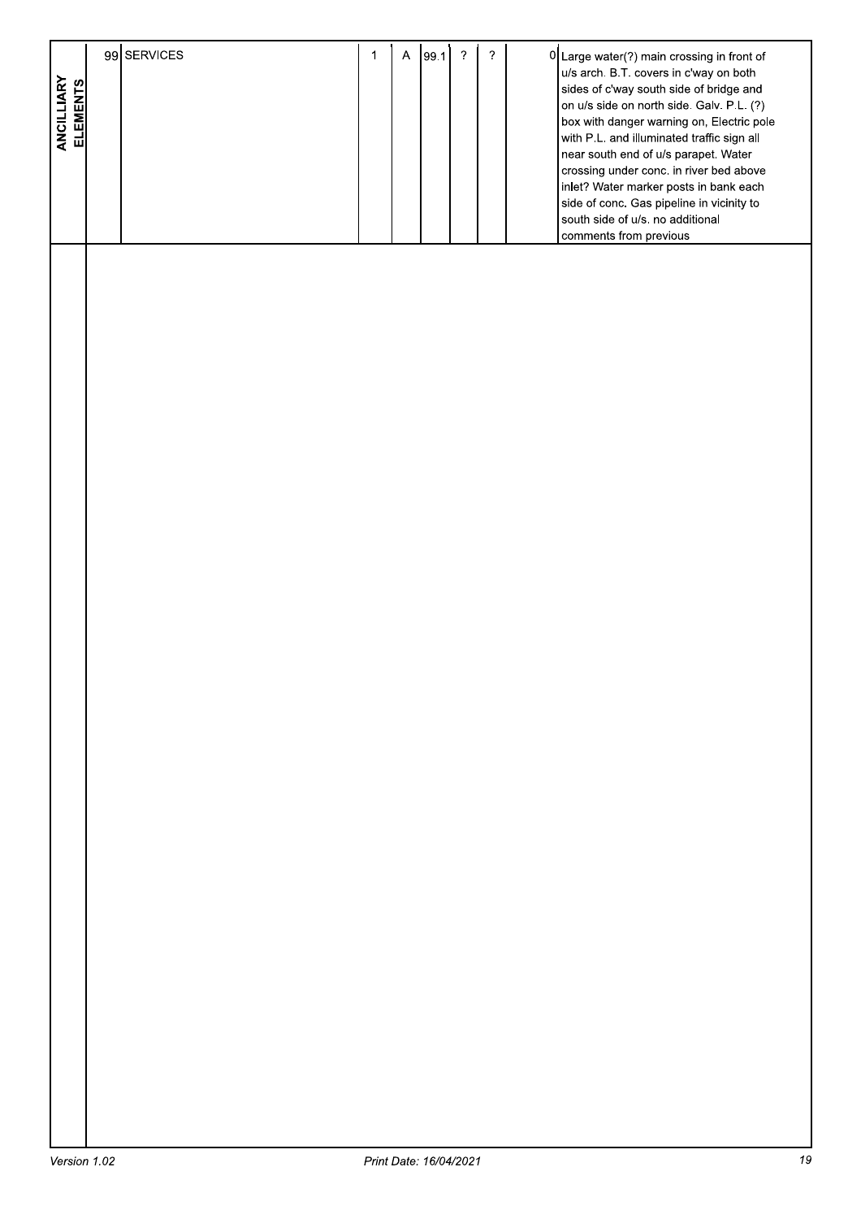| ANCILLIARY ELEMENTS | 99 | SERVICES | 1 | A | 99.1 | ? | ? | 0 | Large water(?) main crossing in front of u/s arch. B.T. covers in c'way on both sides of c'way south side of bridge and on u/s side on north side. Galv. P.L. (?) box with danger warning on, Electric pole with P.L. and illuminated traffic sign all near south end of u/s parapet. Water crossing under conc. in river bed above inlet? Water marker posts in bank each side of conc. Gas pipeline in vicinity to south side of u/s. no additional comments from previous |
|---|---|---|---|---|---|---|---|---|---|

Version 1.02

Print Date: 16/04/2021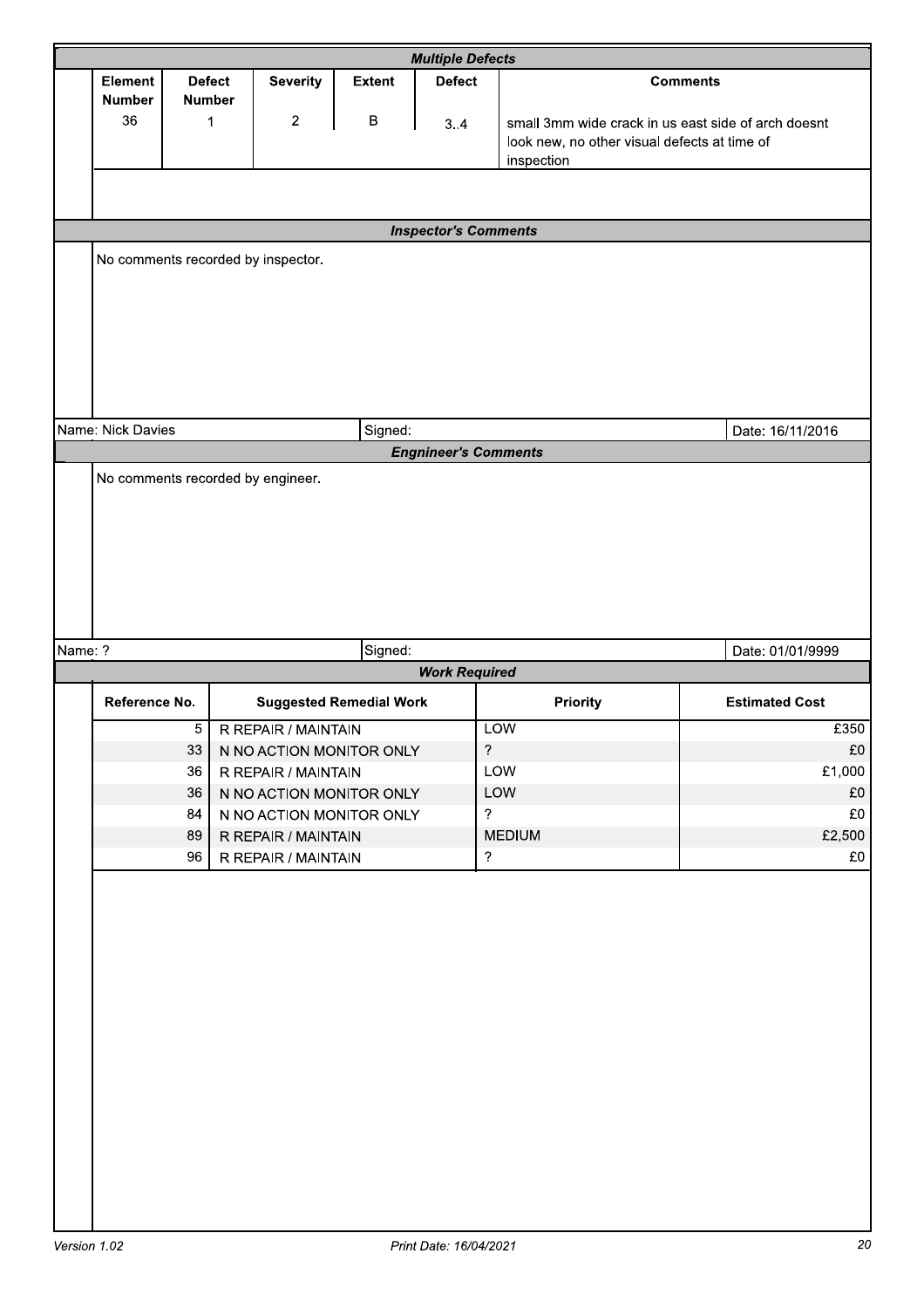### *Multiple Defects*

| Element Number | Defect Number | Severity | Extent | Defect | Comments |
|---|---|---|---|---|---|
| 36 | 1 | 2 | B | 3..4 | small 3mm wide crack in us east side of arch doesnt look new, no other visual defects at time of inspection |

### *Inspector's Comments*

No comments recorded by inspector.

Name: Nick Davies | Signed: | Date: 16/11/2016

### *Engnineer's Comments*

No comments recorded by engineer.

Name: ? | Signed: | Date: 01/01/9999

### *Work Required*

| Reference No. | Suggested Remedial Work | Priority | Estimated Cost |
|---|---|---|---|
| 5 | R REPAIR / MAINTAIN | LOW | £350 |
| 33 | N NO ACTION MONITOR ONLY | ? | £0 |
| 36 | R REPAIR / MAINTAIN | LOW | £1,000 |
| 36 | N NO ACTION MONITOR ONLY | LOW | £0 |
| 84 | N NO ACTION MONITOR ONLY | ? | £0 |
| 89 | R REPAIR / MAINTAIN | MEDIUM | £2,500 |
| 96 | R REPAIR / MAINTAIN | ? | £0 |

*Version 1.02* *Print Date: 16/04/2021*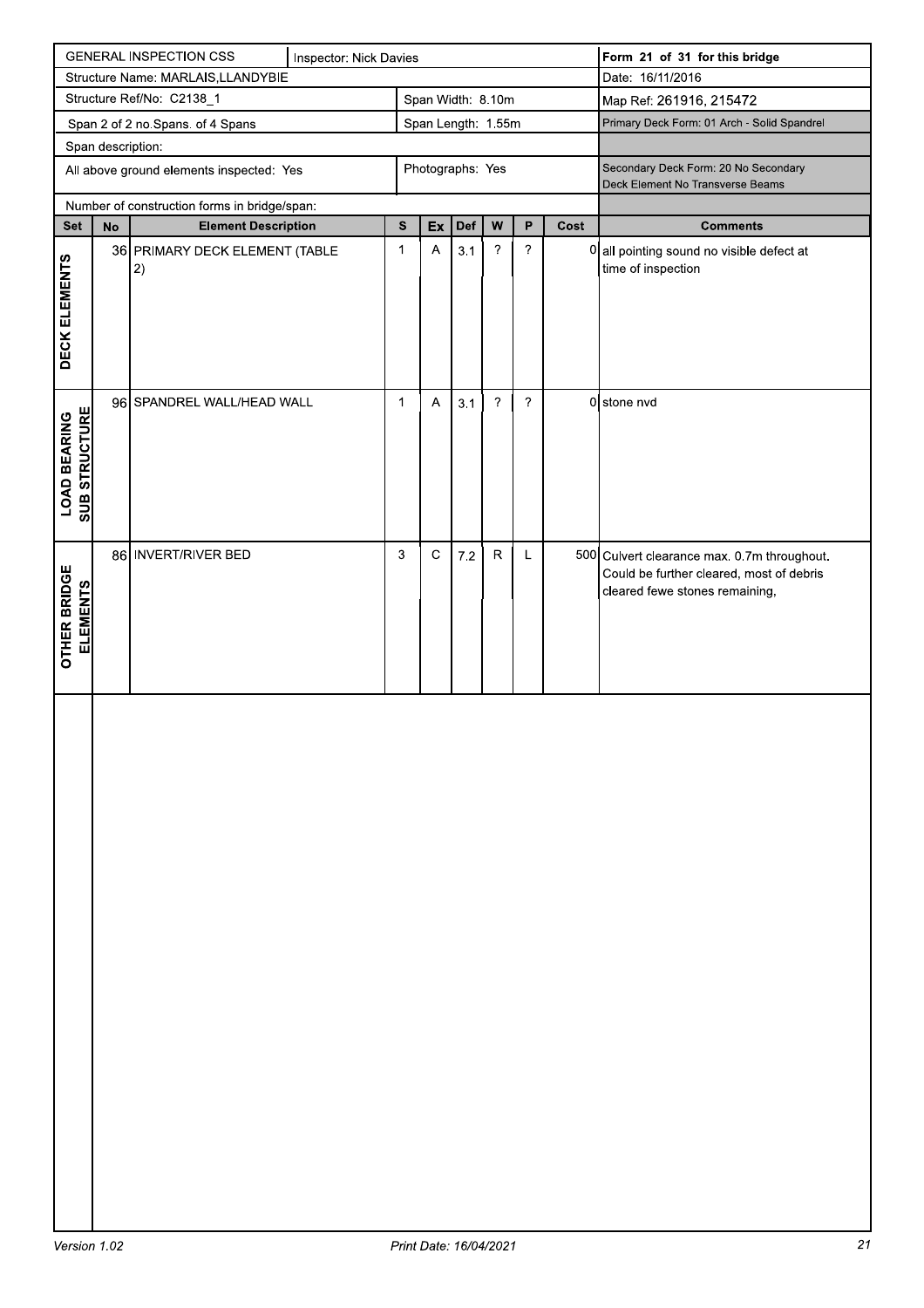| GENERAL INSPECTION CSS | Inspector: Nick Davies | Form 21 of 31 for this bridge |
|---|---|---|
| Structure Name: MARLAIS,LLANDYBIE | | Date: 16/11/2016 |
| Structure Ref/No: C2138_1 | Span Width: 8.10m | Map Ref: 261916, 215472 |
| Span 2 of 2 no.Spans. of 4 Spans | Span Length: 1.55m | Primary Deck Form: 01 Arch - Solid Spandrel |
| Span description: | | |
| All above ground elements inspected: Yes | Photographs: Yes | Secondary Deck Form: 20 No Secondary Deck Element No Transverse Beams |
| Number of construction forms in bridge/span: | | |

| Set | No | Element Description | S | Ex | Def | W | P | Cost | Comments |
|---|---|---|---|---|---|---|---|---|---|
| DECK ELEMENTS | 36 | PRIMARY DECK ELEMENT (TABLE 2) | 1 | A | 3.1 | ? | ? | 0 | all pointing sound no visible defect at time of inspection |
| LOAD BEARING SUB STRUCTURE | 96 | SPANDREL WALL/HEAD WALL | 1 | A | 3.1 | ? | ? | 0 | stone nvd |
| OTHER BRIDGE ELEMENTS | 86 | INVERT/RIVER BED | 3 | C | 7.2 | R | L | 500 | Culvert clearance max. 0.7m throughout. Could be further cleared, most of debris cleared fewe stones remaining, |

*Version 1.02* Print Date: 16/04/2021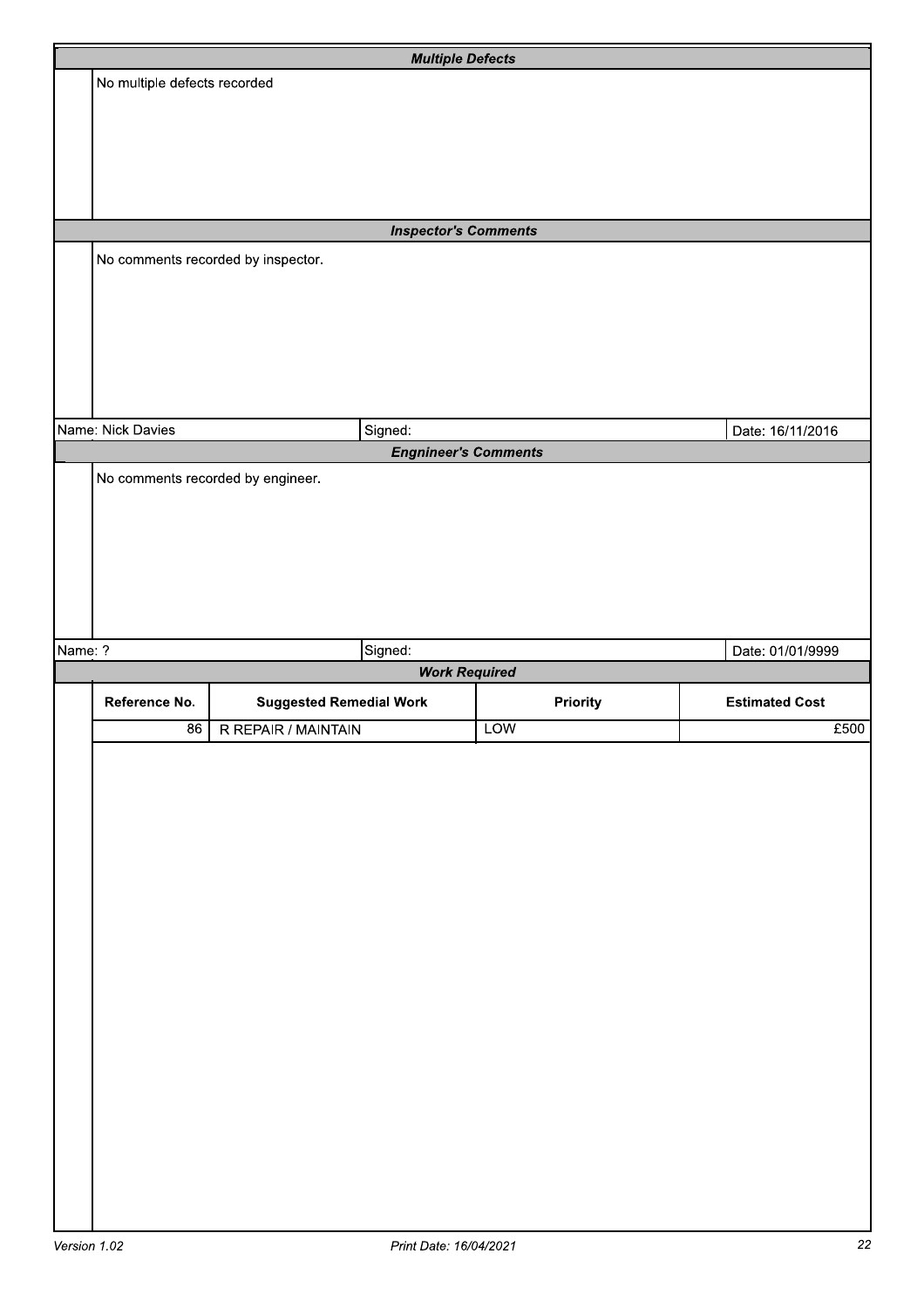### *Multiple Defects*

No multiple defects recorded

### *Inspector's Comments*

No comments recorded by inspector.

Name: Nick Davies | Signed: | Date: 16/11/2016

### *Engngineer's Comments*

No comments recorded by engineer.

Name: ? | Signed: | Date: 01/01/9999

### *Work Required*

| Reference No. | Suggested Remedial Work | Priority | Estimated Cost |
|---|---|---|---|
| 86 | R REPAIR / MAINTAIN | LOW | £500 |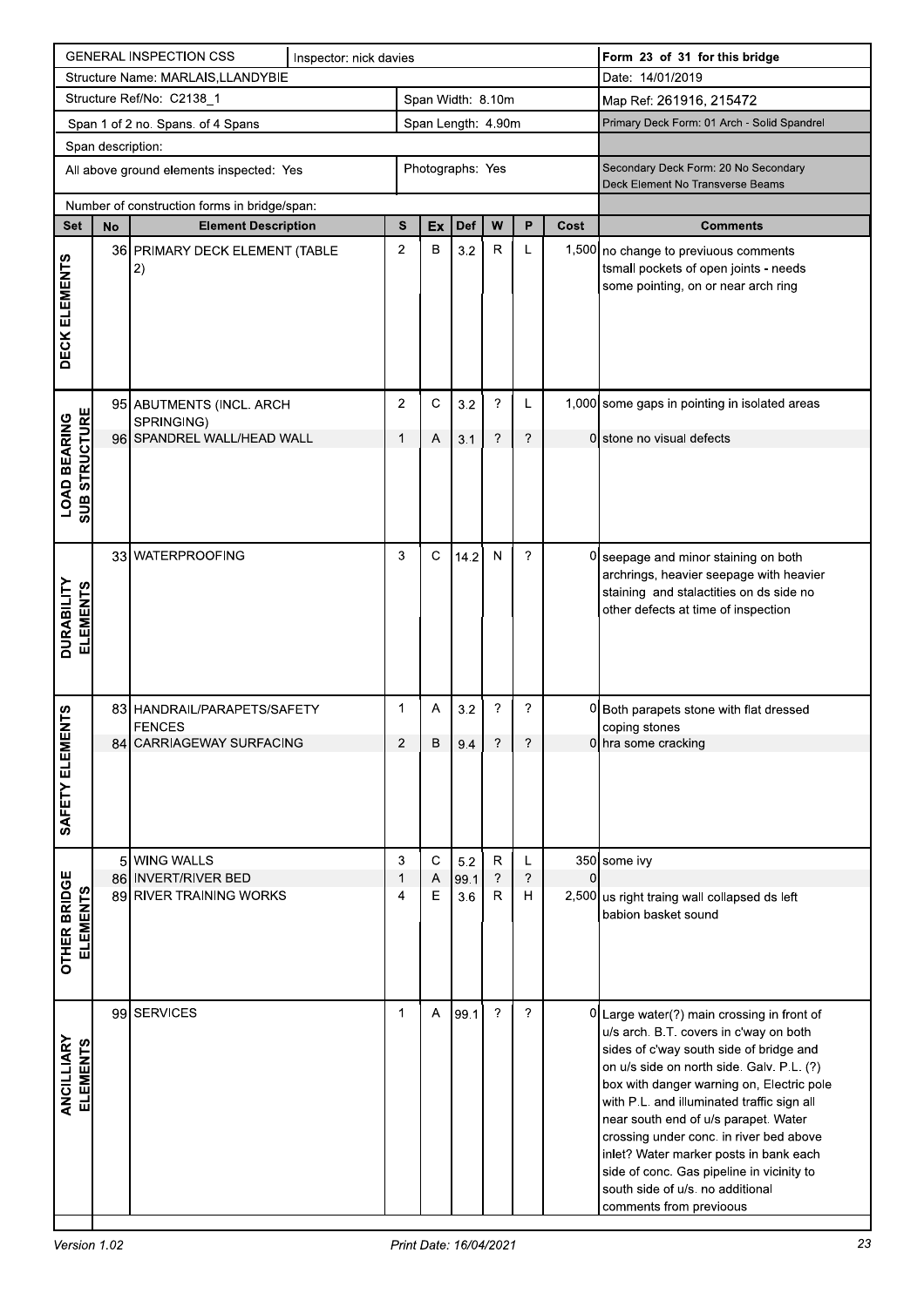| GENERAL INSPECTION CSS | Inspector: nick davies | | | | | | Form 23 of 31 for this bridge |
|---|---|---|---|---|---|---|---|
| Structure Name: MARLAIS,LLANDYBIE | | | | | | | Date: 14/01/2019 |
| Structure Ref/No: C2138_1 | | Span Width: 8.10m | | | | | Map Ref: 261916, 215472 |
| Span 1 of 2 no. Spans. of 4 Spans | | Span Length: 4.90m | | | | | Primary Deck Form: 01 Arch - Solid Spandrel |
| Span description: | | | | | | | |
| All above ground elements inspected: Yes | | Photographs: Yes | | | | | Secondary Deck Form: 20 No Secondary Deck Element No Transverse Beams |
| Number of construction forms in bridge/span: | | | | | | | |

| Set | No | Element Description | S | Ex | Def | W | P | Cost | Comments |
|---|---|---|---|---|---|---|---|---|---|
| DECK ELEMENTS | 36 | PRIMARY DECK ELEMENT (TABLE 2) | 2 | B | 3.2 | R | L | 1,500 | no change to previuous comments tsmall pockets of open joints - needs some pointing, on or near arch ring |
| LOAD BEARING SUB STRUCTURE | 95 | ABUTMENTS (INCL. ARCH SPRINGING) | 2 | C | 3.2 | ? | L | 1,000 | some gaps in pointing in isolated areas |
| | 96 | SPANDREL WALL/HEAD WALL | 1 | A | 3.1 | ? | ? | 0 | stone no visual defects |
| DURABILITY ELEMENTS | 33 | WATERPROOFING | 3 | C | 14.2 | N | ? | 0 | seepage and minor staining on both archrings, heavier seepage with heavier staining and stalactities on ds side no other defects at time of inspection |
| SAFETY ELEMENTS | 83 | HANDRAIL/PARAPETS/SAFETY FENCES | 1 | A | 3.2 | ? | ? | 0 | Both parapets stone with flat dressed coping stones |
| | 84 | CARRIAGEWAY SURFACING | 2 | B | 9.4 | ? | ? | 0 | hra some cracking |
| OTHER BRIDGE ELEMENTS | 5 | WING WALLS | 3 | C | 5.2 | R | L | 350 | some ivy |
| | 86 | INVERT/RIVER BED | 1 | A | 99.1 | ? | ? | 0 | |
| | 89 | RIVER TRAINING WORKS | 4 | E | 3.6 | R | H | 2,500 | us right traing wall collapsed ds left babion basket sound |
| ANCILLIARY ELEMENTS | 99 | SERVICES | 1 | A | 99.1 | ? | ? | 0 | Large water(?) main crossing in front of u/s arch. B.T. covers in c'way on both sides of c'way south side of bridge and on u/s side on north side. Galv. P.L. (?) box with danger warning on, Electric pole with P.L. and illuminated traffic sign all near south end of u/s parapet. Water crossing under conc. in river bed above inlet? Water marker posts in bank each side of conc. Gas pipeline in vicinity to south side of u/s. no additional comments from previoous |

Version 1.02 Print Date: 16/04/2021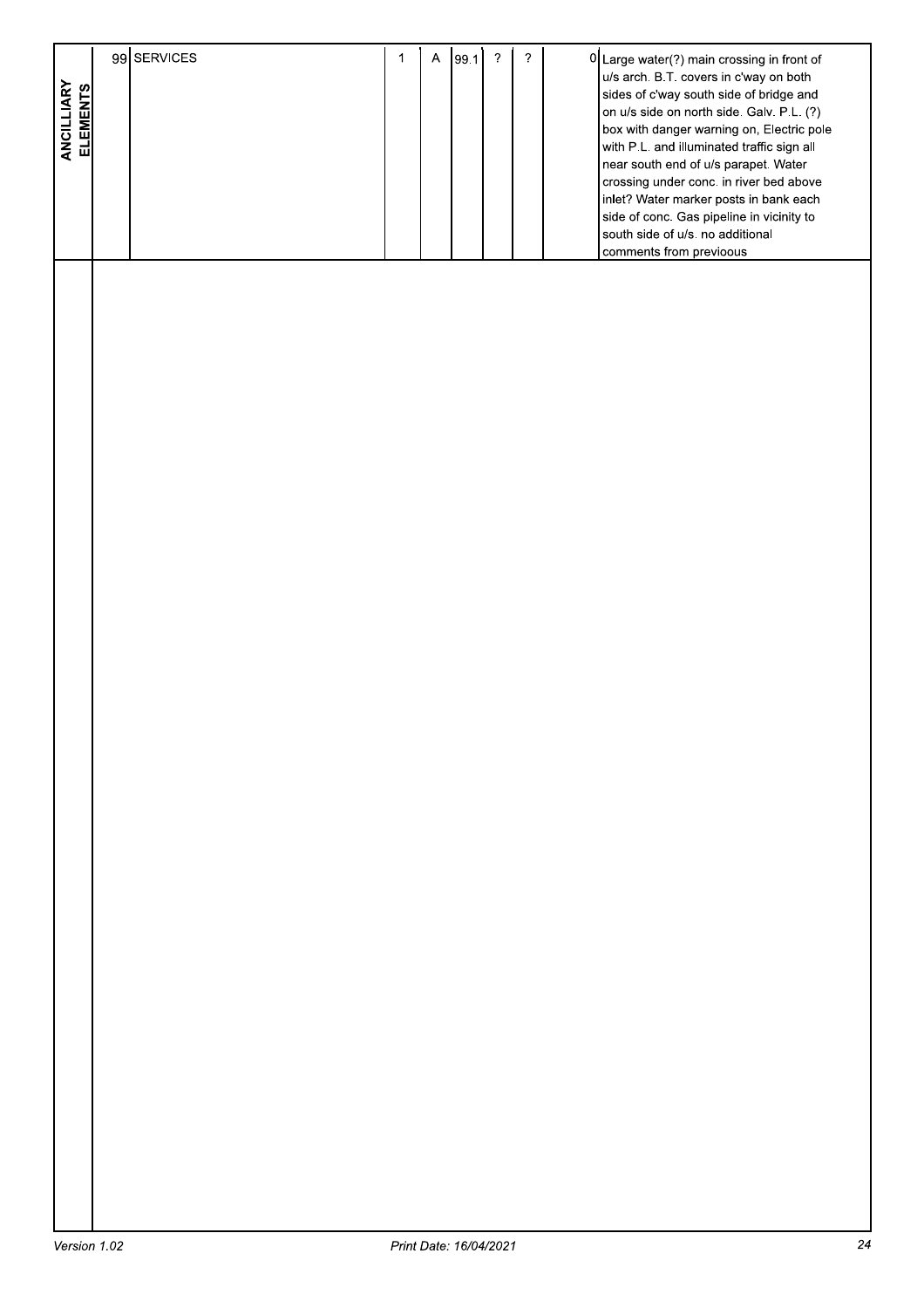| | | | | | | | | | |
|---|---|---|---|---|---|---|---|---|---|
| ANCILLIARY ELEMENTS | 99 | SERVICES | 1 | A | 99.1 | ? | ? | 0 | Large water(?) main crossing in front of u/s arch. B.T. covers in c'way on both sides of c'way south side of bridge and on u/s side on north side. Galv. P.L. (?) box with danger warning on, Electric pole with P.L. and illuminated traffic sign all near south end of u/s parapet. Water crossing under conc. in river bed above inlet? Water marker posts in bank each side of conc. Gas pipeline in vicinity to south side of u/s. no additional comments from previoous |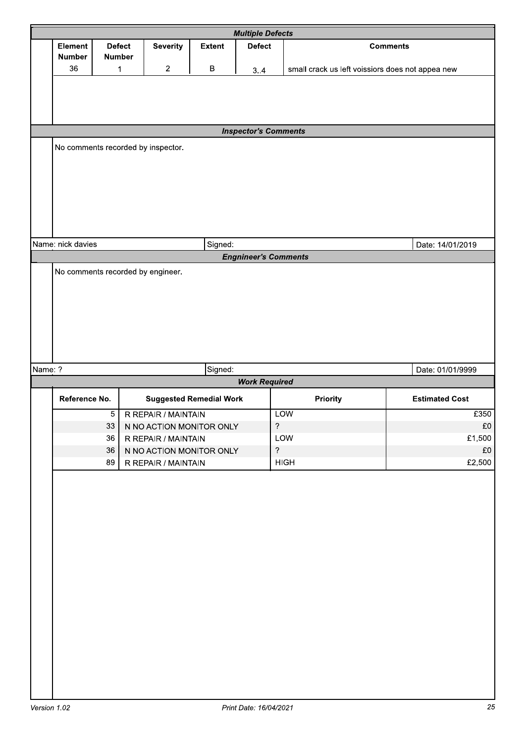## *Multiple Defects*

| Element Number | Defect Number | Severity | Extent | Defect | Comments |
|---|---|---|---|---|---|
| 36 | 1 | 2 | B | 3..4 | small crack us left voissiors does not appea new |

## *Inspector's Comments*

No comments recorded by inspector.

Name: nick davies | Signed: | Date: 14/01/2019

## *Engngineer's Comments*

No comments recorded by engineer.

Name: ? | Signed: | Date: 01/01/9999

## *Work Required*

| Reference No. | Suggested Remedial Work | Priority | Estimated Cost |
|---|---|---|---|
| 5 | R REPAIR / MAINTAIN | LOW | £350 |
| 33 | N NO ACTION MONITOR ONLY | ? | £0 |
| 36 | R REPAIR / MAINTAIN | LOW | £1,500 |
| 36 | N NO ACTION MONITOR ONLY | ? | £0 |
| 89 | R REPAIR / MAINTAIN | HIGH | £2,500 |

*Version 1.02* *Print Date: 16/04/2021*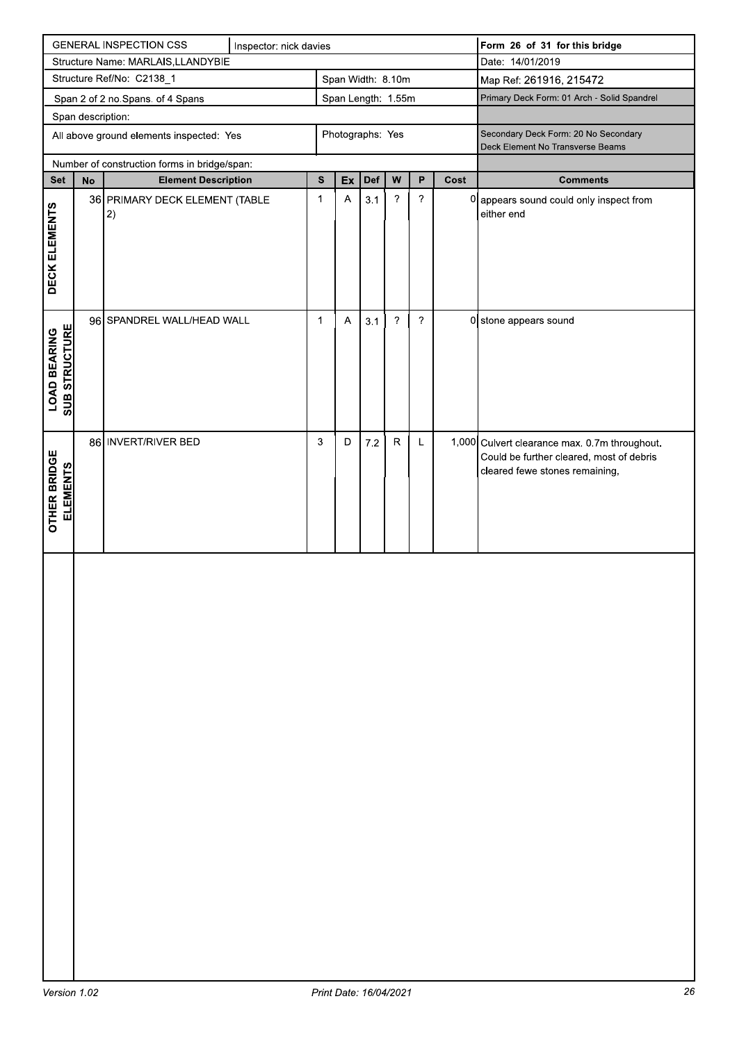| GENERAL INSPECTION CSS | Inspector: nick davies | Form 26 of 31 for this bridge |
|---|---|---|
| Structure Name: MARLAIS,LLANDYBIE | | Date: 14/01/2019 |
| Structure Ref/No: C2138_1 | Span Width: 8.10m | Map Ref: 261916, 215472 |
| Span 2 of 2 no.Spans. of 4 Spans | Span Length: 1.55m | Primary Deck Form: 01 Arch - Solid Spandrel |
| Span description: | | |
| All above ground elements inspected: Yes | Photographs: Yes | Secondary Deck Form: 20 No Secondary Deck Element No Transverse Beams |
| Number of construction forms in bridge/span: | | |

| Set | No | Element Description | S | Ex | Def | W | P | Cost | Comments |
|---|---|---|---|---|---|---|---|---|---|
| DECK ELEMENTS | 36 | PRIMARY DECK ELEMENT (TABLE 2) | 1 | A | 3.1 | ? | ? | 0 | appears sound could only inspect from either end |
| LOAD BEARING SUB STRUCTURE | 96 | SPANDREL WALL/HEAD WALL | 1 | A | 3.1 | ? | ? | 0 | stone appears sound |
| OTHER BRIDGE ELEMENTS | 86 | INVERT/RIVER BED | 3 | D | 7.2 | R | L | 1,000 | Culvert clearance max. 0.7m throughout. Could be further cleared, most of debris cleared fewe stones remaining, |

*Version 1.02* *Print Date: 16/04/2021*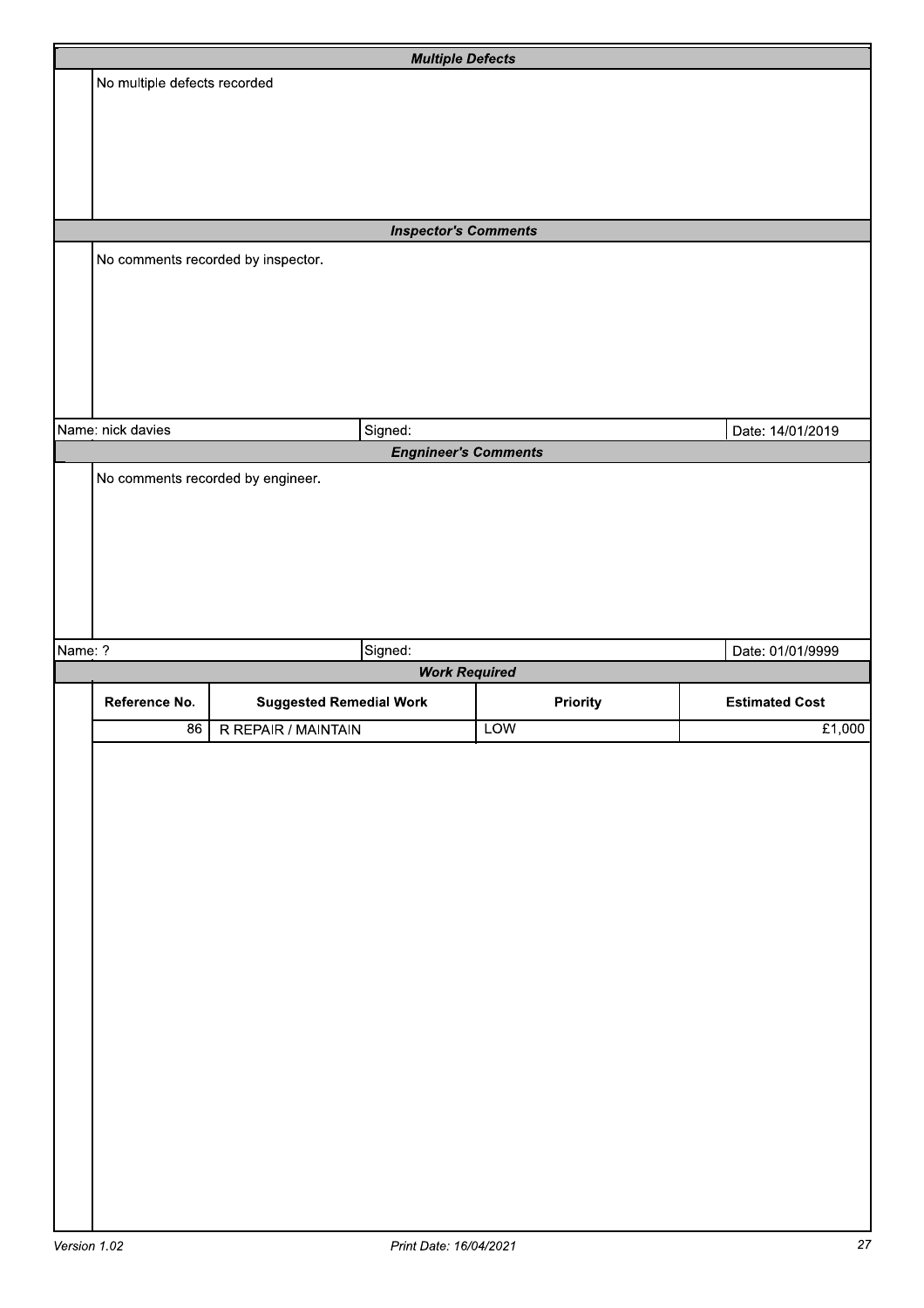## *Multiple Defects*

No multiple defects recorded

## *Inspector's Comments*

No comments recorded by inspector.

| Name: nick davies | Signed: | Date: 14/01/2019 |
|---|---|---|

## *Engngineer's Comments*

No comments recorded by engineer.

| Name: ? | Signed: | Date: 01/01/9999 |
|---|---|---|

## *Work Required*

| Reference No. | Suggested Remedial Work | Priority | Estimated Cost |
|---|---|---|---|
| 86 | R REPAIR / MAINTAIN | LOW | £1,000 |

*Version 1.02* *Print Date: 16/04/2021*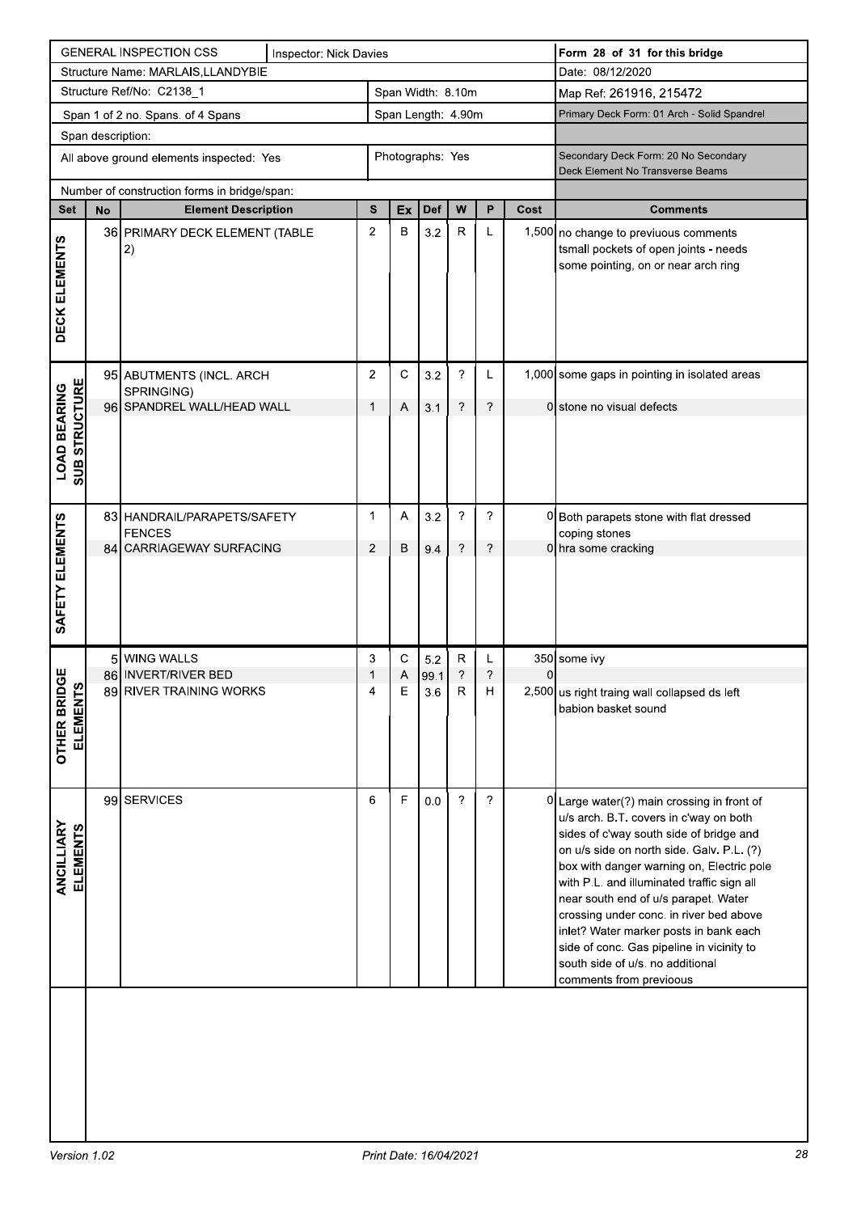| GENERAL INSPECTION CSS | Inspector: Nick Davies | | Form 28 of 31 for this bridge |
|---|---|---|---|
| Structure Name: MARLAIS,LLANDYBIE | | | Date: 08/12/2020 |
| Structure Ref/No: C2138_1 | | Span Width: 8.10m | Map Ref: 261916, 215472 |
| Span 1 of 2 no. Spans. of 4 Spans | | Span Length: 4.90m | Primary Deck Form: 01 Arch - Solid Spandrel |
| Span description: | | | |
| All above ground elements inspected: Yes | | Photographs: Yes | Secondary Deck Form: 20 No Secondary Deck Element No Transverse Beams |
| Number of construction forms in bridge/span: | | | |

| Set | No | Element Description | S | Ex | Def | W | P | Cost | Comments |
|---|---|---|---|---|---|---|---|---|---|
| DECK ELEMENTS | 36 | PRIMARY DECK ELEMENT (TABLE 2) | 2 | B | 3.2 | R | L | 1,500 | no change to previuous comments tsmall pockets of open joints - needs some pointing, on or near arch ring |
| LOAD BEARING SUB STRUCTURE | 95 | ABUTMENTS (INCL. ARCH SPRINGING) | 2 | C | 3.2 | ? | L | 1,000 | some gaps in pointing in isolated areas |
| | 96 | SPANDREL WALL/HEAD WALL | 1 | A | 3.1 | ? | ? | 0 | stone no visual defects |
| SAFETY ELEMENTS | 83 | HANDRAIL/PARAPETS/SAFETY FENCES | 1 | A | 3.2 | ? | ? | 0 | Both parapets stone with flat dressed coping stones |
| | 84 | CARRIAGEWAY SURFACING | 2 | B | 9.4 | ? | ? | 0 | hra some cracking |
| OTHER BRIDGE ELEMENTS | 5 | WING WALLS | 3 | C | 5.2 | R | L | 350 | some ivy |
| | 86 | INVERT/RIVER BED | 1 | A | 99.1 | ? | ? | 0 | |
| | 89 | RIVER TRAINING WORKS | 4 | E | 3.6 | R | H | 2,500 | us right traing wall collapsed ds left babion basket sound |
| ANCILLIARY ELEMENTS | 99 | SERVICES | 6 | F | 0.0 | ? | ? | 0 | Large water(?) main crossing in front of u/s arch. B.T. covers in c'way on both sides of c'way south side of bridge and on u/s side on north side. Galv. P.L. (?) box with danger warning on, Electric pole with P.L. and illuminated traffic sign all near south end of u/s parapet. Water crossing under conc. in river bed above inlet? Water marker posts in bank each side of conc. Gas pipeline in vicinity to south side of u/s. no additional comments from previoous |

Version 1.02 Print Date: 16/04/2021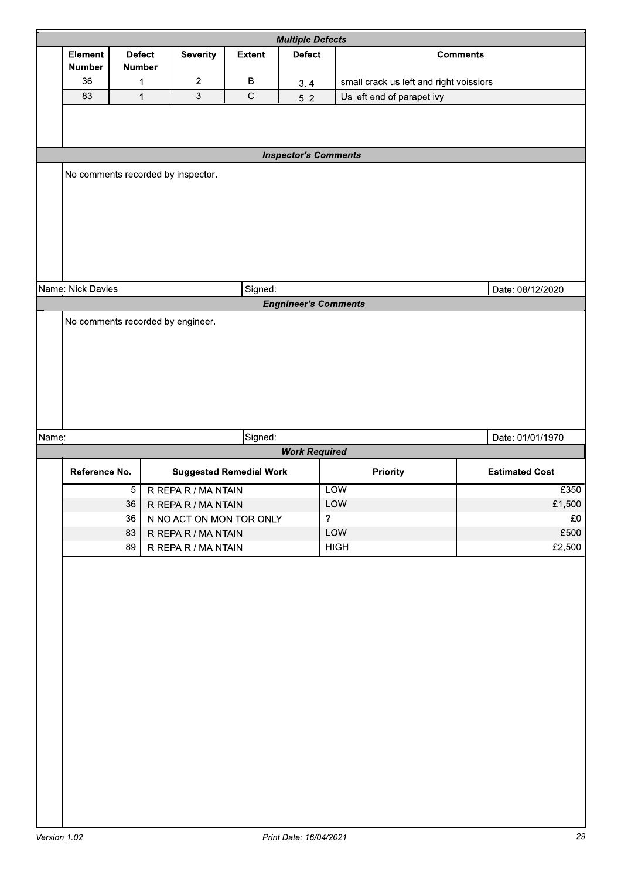### Multiple Defects

| Element Number | Defect Number | Severity | Extent | Defect | Comments |
|---|---|---|---|---|---|
| 36 | 1 | 2 | B | 3..4 | small crack us left and right voissiors |
| 83 | 1 | 3 | C | 5..2 | Us left end of parapet ivy |

### Inspector's Comments

No comments recorded by inspector.

Name: Nick Davies | Signed: | Date: 08/12/2020

### Engineer's Comments

No comments recorded by engineer.

Name: | Signed: | Date: 01/01/1970

### Work Required

| Reference No. | Suggested Remedial Work | Priority | Estimated Cost |
|---|---|---|---|
| 5 | R REPAIR / MAINTAIN | LOW | £350 |
| 36 | R REPAIR / MAINTAIN | LOW | £1,500 |
| 36 | N NO ACTION MONITOR ONLY | ? | £0 |
| 83 | R REPAIR / MAINTAIN | LOW | £500 |
| 89 | R REPAIR / MAINTAIN | HIGH | £2,500 |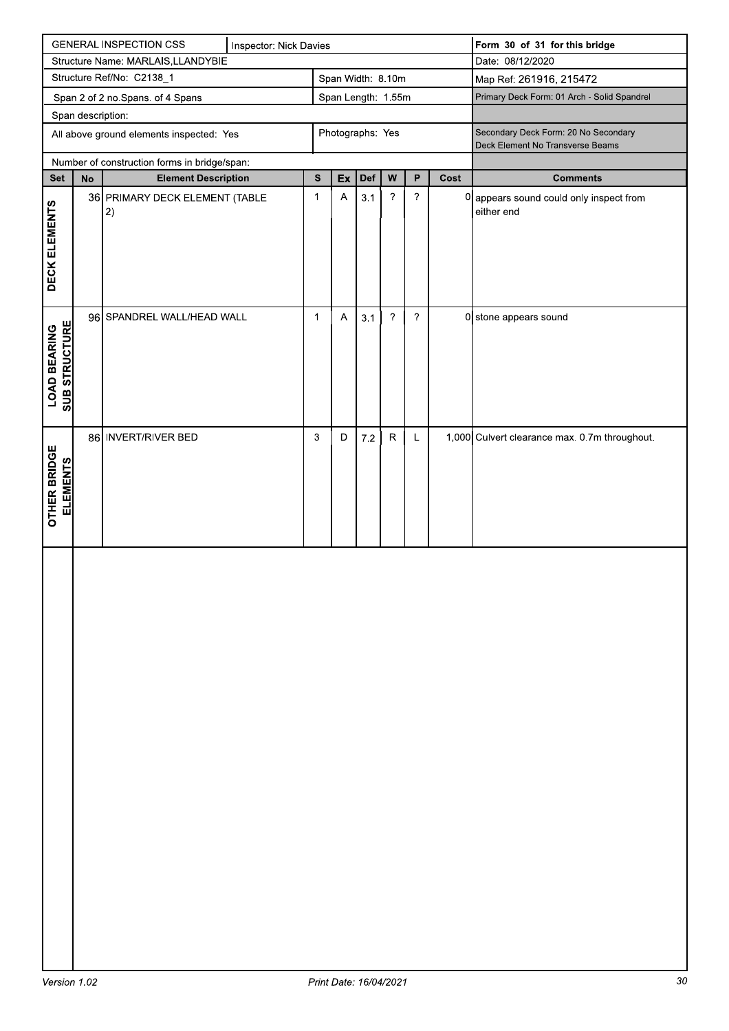| GENERAL INSPECTION CSS | Inspector: Nick Davies | | | Form 30 of 31 for this bridge |
|---|---|---|---|---|
| Structure Name: MARLAIS,LLANDYBIE | | | | Date: 08/12/2020 |
| Structure Ref/No: C2138_1 | | Span Width: 8.10m | | Map Ref: 261916, 215472 |
| Span 2 of 2 no.Spans. of 4 Spans | | Span Length: 1.55m | | Primary Deck Form: 01 Arch - Solid Spandrel |
| Span description: | | | | |
| All above ground elements inspected: Yes | | Photographs: Yes | | Secondary Deck Form: 20 No Secondary Deck Element No Transverse Beams |
| Number of construction forms in bridge/span: | | | | |

| Set | No | Element Description | S | Ex | Def | W | P | Cost | Comments |
|---|---|---|---|---|---|---|---|---|---|
| DECK ELEMENTS | 36 | PRIMARY DECK ELEMENT (TABLE 2) | 1 | A | 3.1 | ? | ? | 0 | appears sound could only inspect from either end |
| LOAD BEARING SUB STRUCTURE | 96 | SPANDREL WALL/HEAD WALL | 1 | A | 3.1 | ? | ? | 0 | stone appears sound |
| OTHER BRIDGE ELEMENTS | 86 | INVERT/RIVER BED | 3 | D | 7.2 | R | L | 1,000 | Culvert clearance max. 0.7m throughout. |

Version 1.02 Print Date: 16/04/2021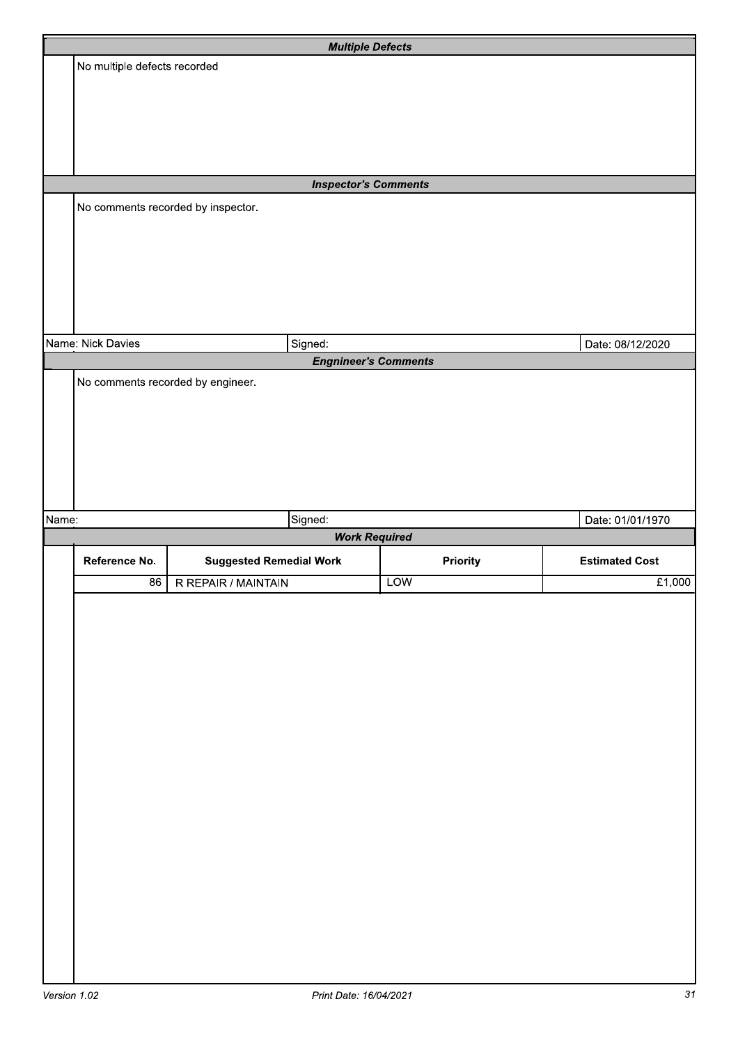## *Multiple Defects*

No multiple defects recorded

## *Inspector's Comments*

No comments recorded by inspector.

| | | |
|---|---|---|
| Name: Nick Davies | Signed: | Date: 08/12/2020 |

## *Engngineer's Comments*

No comments recorded by engineer.

| | | |
|---|---|---|
| Name: | Signed: | Date: 01/01/1970 |

## *Work Required*

| Reference No. | Suggested Remedial Work | Priority | Estimated Cost |
|---|---|---|---|
| 86 | R REPAIR / MAINTAIN | LOW | £1,000 |

Version 1.02 Print Date: 16/04/2021